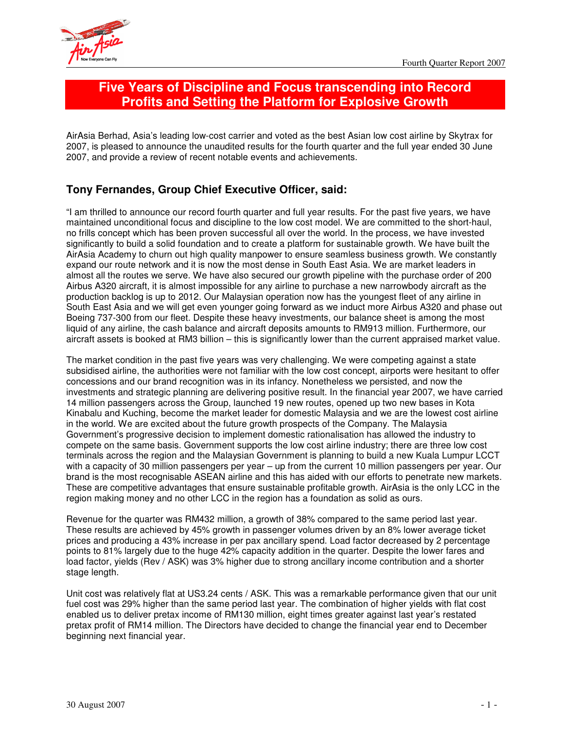# Five Years of Discipline and Focus transcending into Record Profits and Setting the Platform for Explosive Growth

AirAsia Berhad, Asia's leading low-cost carrier and voted as the best Asian low cost airline by Skytrax for 2007, is pleased to announce the unaudited results for the fourth quarter and the full year ended 30 June 2007, and provide a review of recent notable events and achievements.

## Tony Fernandes, Group Chief Executive Officer, said:

"I am thrilled to announce our record fourth quarter and full year results. For the past five years, we have maintained unconditional focus and discipline to the low cost model. We are committed to the short-haul, no frills concept which has been proven successful all over the world. In the process, we have invested significantly to build a solid foundation and to create a platform for sustainable growth. We have built the AirAsia Academy to churn out high quality manpower to ensure seamless business growth. We constantly expand our route network and it is now the most dense in South East Asia. We are market leaders in almost all the routes we serve. We have also secured our growth pipeline with the purchase order of 200 Airbus A320 aircraft, it is almost impossible for any airline to purchase a new narrowbody aircraft as the production backlog is up to 2012. Our Malaysian operation now has the youngest fleet of any airline in South East Asia and we will get even younger going forward as we induct more Airbus A320 and phase out Boeing 737-300 from our fleet. Despite these heavy investments, our balance sheet is among the most liquid of any airline, the cash balance and aircraft deposits amounts to RM913 million. Furthermore, our aircraft assets is booked at RM3 billion – this is significantly lower than the current appraised market value.

The market condition in the past five years was very challenging. We were competing against a state subsidised airline, the authorities were not familiar with the low cost concept, airports were hesitant to offer concessions and our brand recognition was in its infancy. Nonetheless we persisted, and now the investments and strategic planning are delivering positive result. In the financial year 2007, we have carried 14 million passengers across the Group, launched 19 new routes, opened up two new bases in Kota Kinabalu and Kuching, become the market leader for domestic Malaysia and we are the lowest cost airline in the world. We are excited about the future growth prospects of the Company. The Malaysia Government's progressive decision to implement domestic rationalisation has allowed the industry to compete on the same basis. Government supports the low cost airline industry; there are three low cost terminals across the region and the Malaysian Government is planning to build a new Kuala Lumpur LCCT with a capacity of 30 million passengers per year – up from the current 10 million passengers per year. Our brand is the most recognisable ASEAN airline and this has aided with our efforts to penetrate new markets. These are competitive advantages that ensure sustainable profitable growth. AirAsia is the only LCC in the region making money and no other LCC in the region has a foundation as solid as ours.

Revenue for the quarter was RM432 million, a growth of 38% compared to the same period last year. These results are achieved by 45% growth in passenger volumes driven by an 8% lower average ticket prices and producing a 43% increase in per pax ancillary spend. Load factor decreased by 2 percentage points to 81% largely due to the huge 42% capacity addition in the quarter. Despite the lower fares and load factor, yields (Rev / ASK) was 3% higher due to strong ancillary income contribution and a shorter stage length.

Unit cost was relatively flat at US3.24 cents / ASK. This was a remarkable performance given that our unit fuel cost was 29% higher than the same period last year. The combination of higher yields with flat cost enabled us to deliver pretax income of RM130 million, eight times greater against last year's restated pretax profit of RM14 million. The Directors have decided to change the financial year end to December beginning next financial year.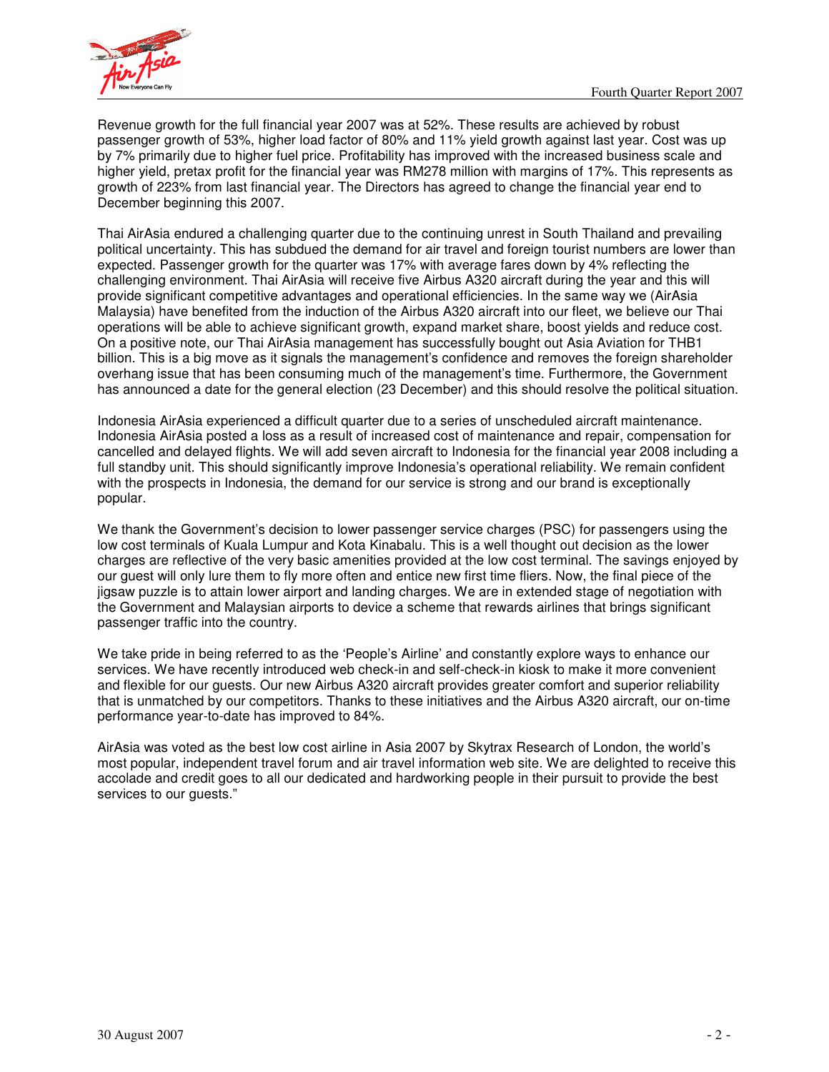Revenue growth for the full financial year 2007 was at 52%. These results are achieved by robust passenger growth of 53%, higher load factor of 80% and 11% yield growth against last year. Cost was up by 7% primarily due to higher fuel price. Profitability has improved with the increased business scale and higher yield, pretax profit for the financial year was RM278 million with margins of 17%. This represents as growth of 223% from last financial year. The Directors has agreed to change the financial year end to December beginning this 2007.

Thai AirAsia endured a challenging quarter due to the continuing unrest in South Thailand and prevailing political uncertainty. This has subdued the demand for air travel and foreign tourist numbers are lower than expected. Passenger growth for the quarter was 17% with average fares down by 4% reflecting the challenging environment. Thai AirAsia will receive five Airbus A320 aircraft during the year and this will provide significant competitive advantages and operational efficiencies. In the same way we (AirAsia Malaysia) have benefited from the induction of the Airbus A320 aircraft into our fleet, we believe our Thai operations will be able to achieve significant growth, expand market share, boost yields and reduce cost. On a positive note, our Thai AirAsia management has successfully bought out Asia Aviation for THB1 billion. This is a big move as it signals the management's confidence and removes the foreign shareholder overhang issue that has been consuming much of the management's time. Furthermore, the Government has announced a date for the general election (23 December) and this should resolve the political situation.

Indonesia AirAsia experienced a difficult quarter due to a series of unscheduled aircraft maintenance. Indonesia AirAsia posted a loss as a result of increased cost of maintenance and repair, compensation for cancelled and delayed flights. We will add seven aircraft to Indonesia for the financial year 2008 including a full standby unit. This should significantly improve Indonesia's operational reliability. We remain confident with the prospects in Indonesia, the demand for our service is strong and our brand is exceptionally popular.

We thank the Government's decision to lower passenger service charges (PSC) for passengers using the low cost terminals of Kuala Lumpur and Kota Kinabalu. This is a well thought out decision as the lower charges are reflective of the very basic amenities provided at the low cost terminal. The savings enjoyed by our guest will only lure them to fly more often and entice new first time fliers. Now, the final piece of the jigsaw puzzle is to attain lower airport and landing charges. We are in extended stage of negotiation with the Government and Malaysian airports to device a scheme that rewards airlines that brings significant passenger traffic into the country.

We take pride in being referred to as the 'People's Airline' and constantly explore ways to enhance our services. We have recently introduced web check-in and self-check-in kiosk to make it more convenient and flexible for our guests. Our new Airbus A320 aircraft provides greater comfort and superior reliability that is unmatched by our competitors. Thanks to these initiatives and the Airbus A320 aircraft, our on-time performance year-to-date has improved to 84%.

AirAsia was voted as the best low cost airline in Asia 2007 by Skytrax Research of London, the world's most popular, independent travel forum and air travel information web site. We are delighted to receive this accolade and credit goes to all our dedicated and hardworking people in their pursuit to provide the best services to our guests."

30 August 2007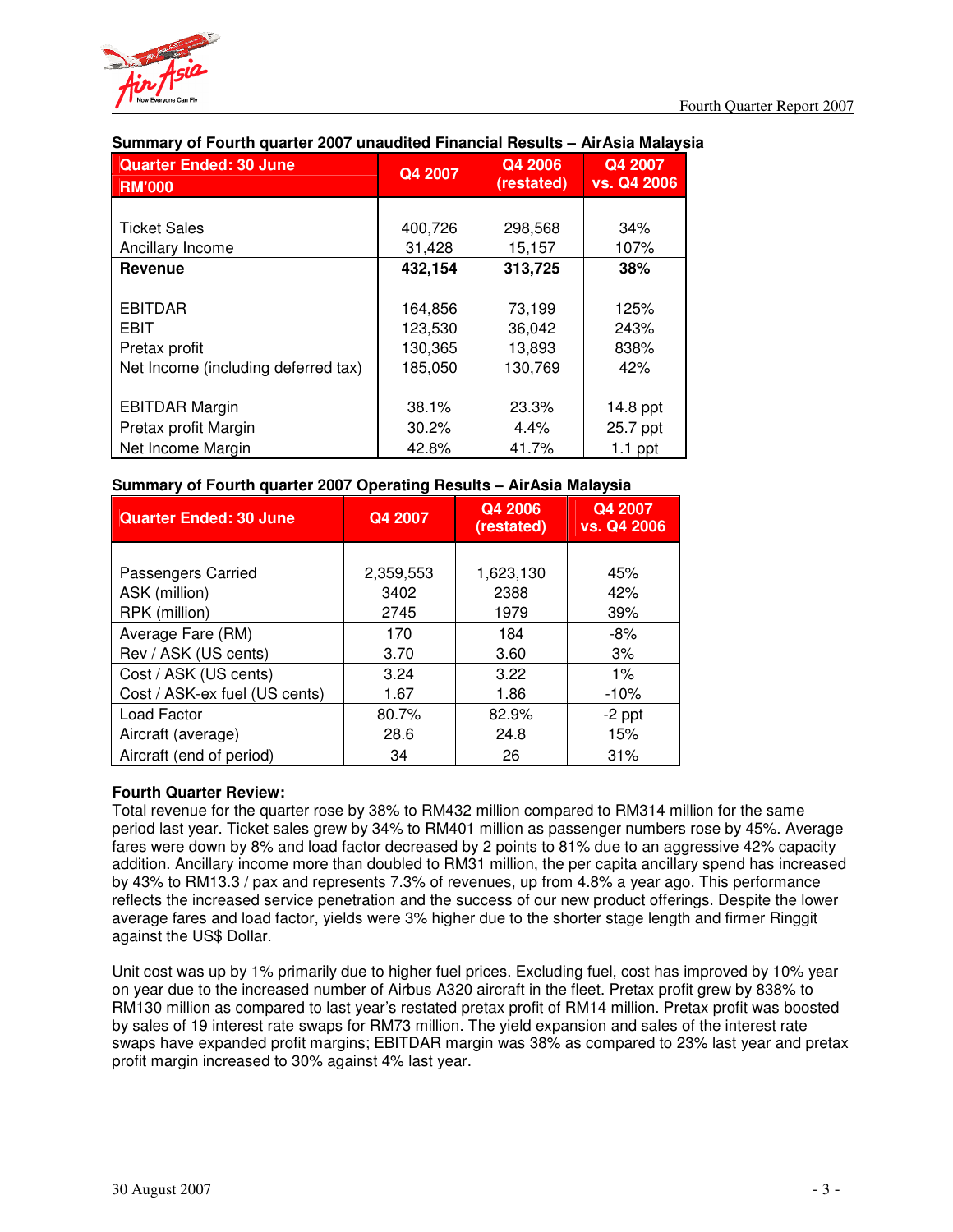**Summary of Fourth quarter 2007 unaudited Financial Results – AirAsia Malaysia**

| Quarter Ended: 30 June RM'000 | Q4 2007 | Q4 2006 (restated) | Q4 2007 vs. Q4 2006 |
|---|---|---|---|
| Ticket Sales | 400,726 | 298,568 | 34% |
| Ancillary Income | 31,428 | 15,157 | 107% |
| **Revenue** | **432,154** | **313,725** | **38%** |
| EBITDAR | 164,856 | 73,199 | 125% |
| EBIT | 123,530 | 36,042 | 243% |
| Pretax profit | 130,365 | 13,893 | 838% |
| Net Income (including deferred tax) | 185,050 | 130,769 | 42% |
| EBITDAR Margin | 38.1% | 23.3% | 14.8 ppt |
| Pretax profit Margin | 30.2% | 4.4% | 25.7 ppt |
| Net Income Margin | 42.8% | 41.7% | 1.1 ppt |

**Summary of Fourth quarter 2007 Operating Results – AirAsia Malaysia**

| Quarter Ended: 30 June | Q4 2007 | Q4 2006 (restated) | Q4 2007 vs. Q4 2006 |
|---|---|---|---|
| Passengers Carried | 2,359,553 | 1,623,130 | 45% |
| ASK (million) | 3402 | 2388 | 42% |
| RPK (million) | 2745 | 1979 | 39% |
| Average Fare (RM) | 170 | 184 | -8% |
| Rev / ASK (US cents) | 3.70 | 3.60 | 3% |
| Cost / ASK (US cents) | 3.24 | 3.22 | 1% |
| Cost / ASK-ex fuel (US cents) | 1.67 | 1.86 | -10% |
| Load Factor | 80.7% | 82.9% | -2 ppt |
| Aircraft (average) | 28.6 | 24.8 | 15% |
| Aircraft (end of period) | 34 | 26 | 31% |

**Fourth Quarter Review:**

Total revenue for the quarter rose by 38% to RM432 million compared to RM314 million for the same period last year. Ticket sales grew by 34% to RM401 million as passenger numbers rose by 45%. Average fares were down by 8% and load factor decreased by 2 points to 81% due to an aggressive 42% capacity addition. Ancillary income more than doubled to RM31 million, the per capita ancillary spend has increased by 43% to RM13.3 / pax and represents 7.3% of revenues, up from 4.8% a year ago. This performance reflects the increased service penetration and the success of our new product offerings. Despite the lower average fares and load factor, yields were 3% higher due to the shorter stage length and firmer Ringgit against the US$ Dollar.

Unit cost was up by 1% primarily due to higher fuel prices. Excluding fuel, cost has improved by 10% year on year due to the increased number of Airbus A320 aircraft in the fleet. Pretax profit grew by 838% to RM130 million as compared to last year's restated pretax profit of RM14 million. Pretax profit was boosted by sales of 19 interest rate swaps for RM73 million. The yield expansion and sales of the interest rate swaps have expanded profit margins; EBITDAR margin was 38% as compared to 23% last year and pretax profit margin increased to 30% against 4% last year.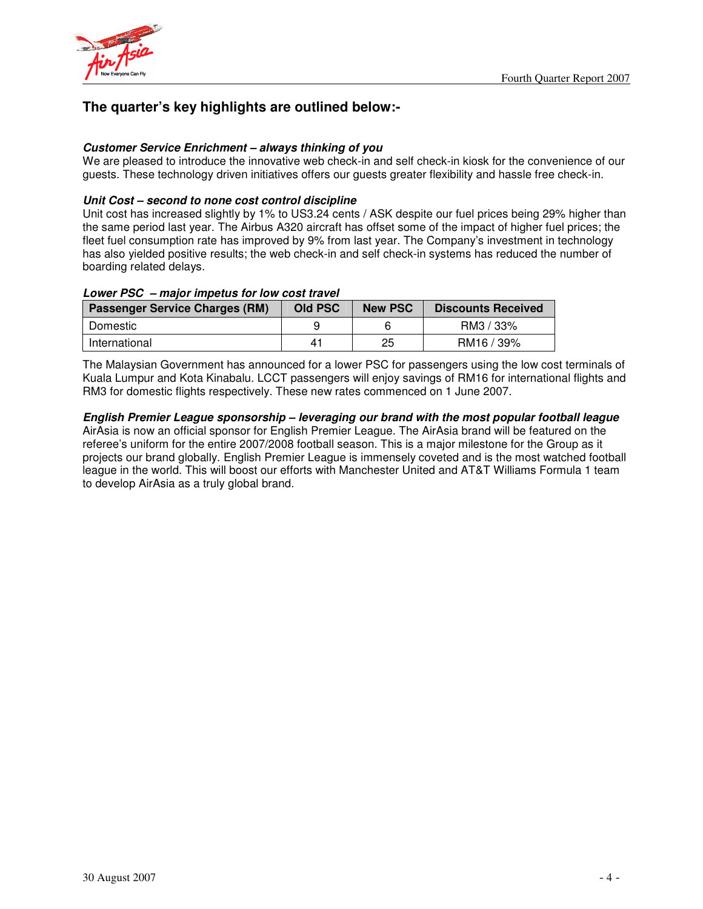## The quarter's key highlights are outlined below:-

***Customer Service Enrichment – always thinking of you***

We are pleased to introduce the innovative web check-in and self check-in kiosk for the convenience of our guests. These technology driven initiatives offers our guests greater flexibility and hassle free check-in.

***Unit Cost – second to none cost control discipline***

Unit cost has increased slightly by 1% to US3.24 cents / ASK despite our fuel prices being 29% higher than the same period last year. The Airbus A320 aircraft has offset some of the impact of higher fuel prices; the fleet fuel consumption rate has improved by 9% from last year. The Company's investment in technology has also yielded positive results; the web check-in and self check-in systems has reduced the number of boarding related delays.

***Lower PSC – major impetus for low cost travel***

| Passenger Service Charges (RM) | Old PSC | New PSC | Discounts Received |
|---|---|---|---|
| Domestic | 9 | 6 | RM3 / 33% |
| International | 41 | 25 | RM16 / 39% |

The Malaysian Government has announced for a lower PSC for passengers using the low cost terminals of Kuala Lumpur and Kota Kinabalu. LCCT passengers will enjoy savings of RM16 for international flights and RM3 for domestic flights respectively. These new rates commenced on 1 June 2007.

***English Premier League sponsorship – leveraging our brand with the most popular football league***

AirAsia is now an official sponsor for English Premier League. The AirAsia brand will be featured on the referee's uniform for the entire 2007/2008 football season. This is a major milestone for the Group as it projects our brand globally. English Premier League is immensely coveted and is the most watched football league in the world. This will boost our efforts with Manchester United and AT&T Williams Formula 1 team to develop AirAsia as a truly global brand.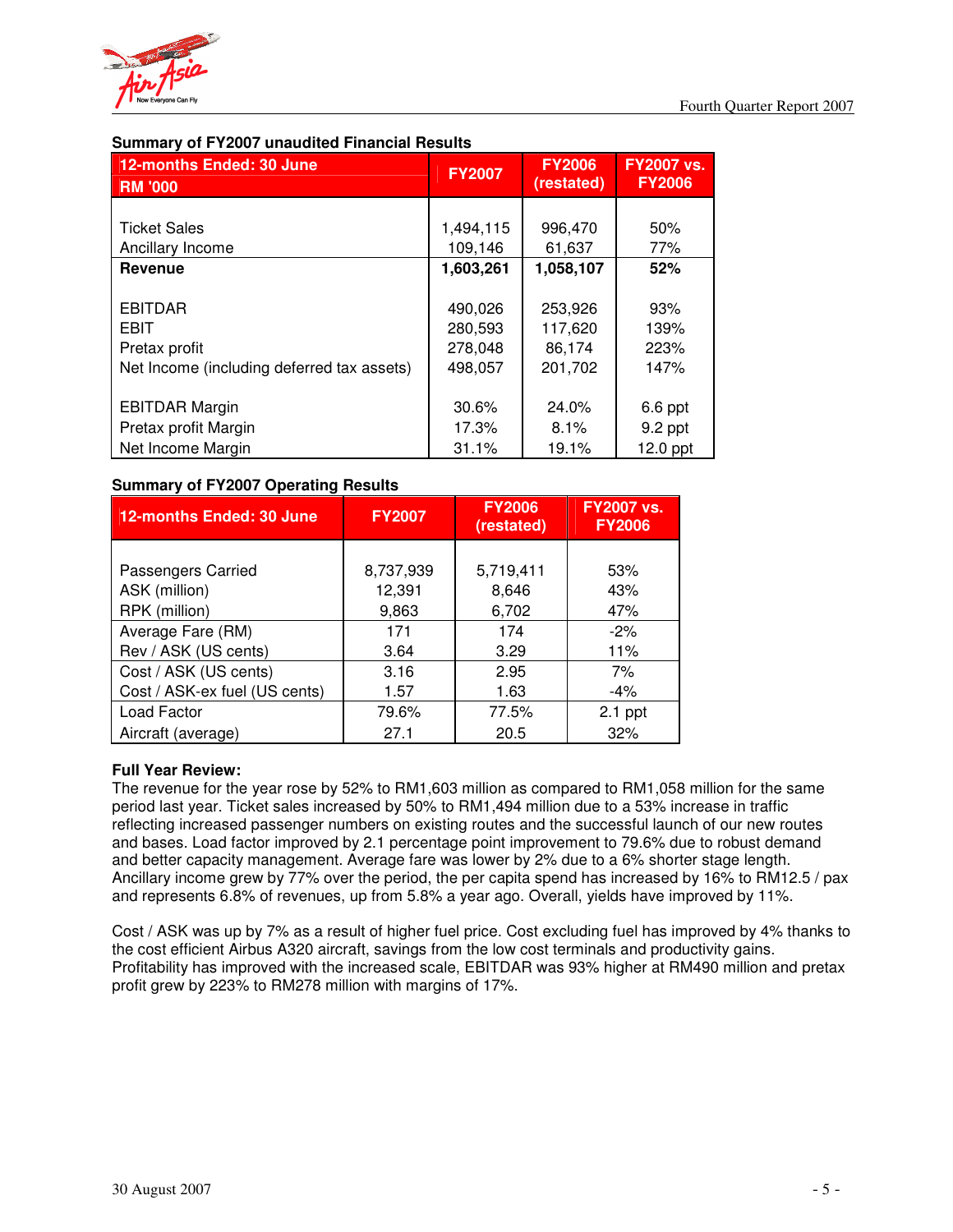## Summary of FY2007 unaudited Financial Results

| 12-months Ended: 30 June<br>RM '000 | FY2007 | FY2006 (restated) | FY2007 vs. FY2006 |
|---|---|---|---|
| Ticket Sales | 1,494,115 | 996,470 | 50% |
| Ancillary Income | 109,146 | 61,637 | 77% |
| **Revenue** | **1,603,261** | **1,058,107** | **52%** |
| EBITDAR | 490,026 | 253,926 | 93% |
| EBIT | 280,593 | 117,620 | 139% |
| Pretax profit | 278,048 | 86,174 | 223% |
| Net Income (including deferred tax assets) | 498,057 | 201,702 | 147% |
| EBITDAR Margin | 30.6% | 24.0% | 6.6 ppt |
| Pretax profit Margin | 17.3% | 8.1% | 9.2 ppt |
| Net Income Margin | 31.1% | 19.1% | 12.0 ppt |

## Summary of FY2007 Operating Results

| 12-months Ended: 30 June | FY2007 | FY2006 (restated) | FY2007 vs. FY2006 |
|---|---|---|---|
| Passengers Carried | 8,737,939 | 5,719,411 | 53% |
| ASK (million) | 12,391 | 8,646 | 43% |
| RPK (million) | 9,863 | 6,702 | 47% |
| Average Fare (RM) | 171 | 174 | -2% |
| Rev / ASK (US cents) | 3.64 | 3.29 | 11% |
| Cost / ASK (US cents) | 3.16 | 2.95 | 7% |
| Cost / ASK-ex fuel (US cents) | 1.57 | 1.63 | -4% |
| Load Factor | 79.6% | 77.5% | 2.1 ppt |
| Aircraft (average) | 27.1 | 20.5 | 32% |

**Full Year Review:**

The revenue for the year rose by 52% to RM1,603 million as compared to RM1,058 million for the same period last year. Ticket sales increased by 50% to RM1,494 million due to a 53% increase in traffic reflecting increased passenger numbers on existing routes and the successful launch of our new routes and bases. Load factor improved by 2.1 percentage point improvement to 79.6% due to robust demand and better capacity management. Average fare was lower by 2% due to a 6% shorter stage length. Ancillary income grew by 77% over the period, the per capita spend has increased by 16% to RM12.5 / pax and represents 6.8% of revenues, up from 5.8% a year ago. Overall, yields have improved by 11%.

Cost / ASK was up by 7% as a result of higher fuel price. Cost excluding fuel has improved by 4% thanks to the cost efficient Airbus A320 aircraft, savings from the low cost terminals and productivity gains. Profitability has improved with the increased scale, EBITDAR was 93% higher at RM490 million and pretax profit grew by 223% to RM278 million with margins of 17%.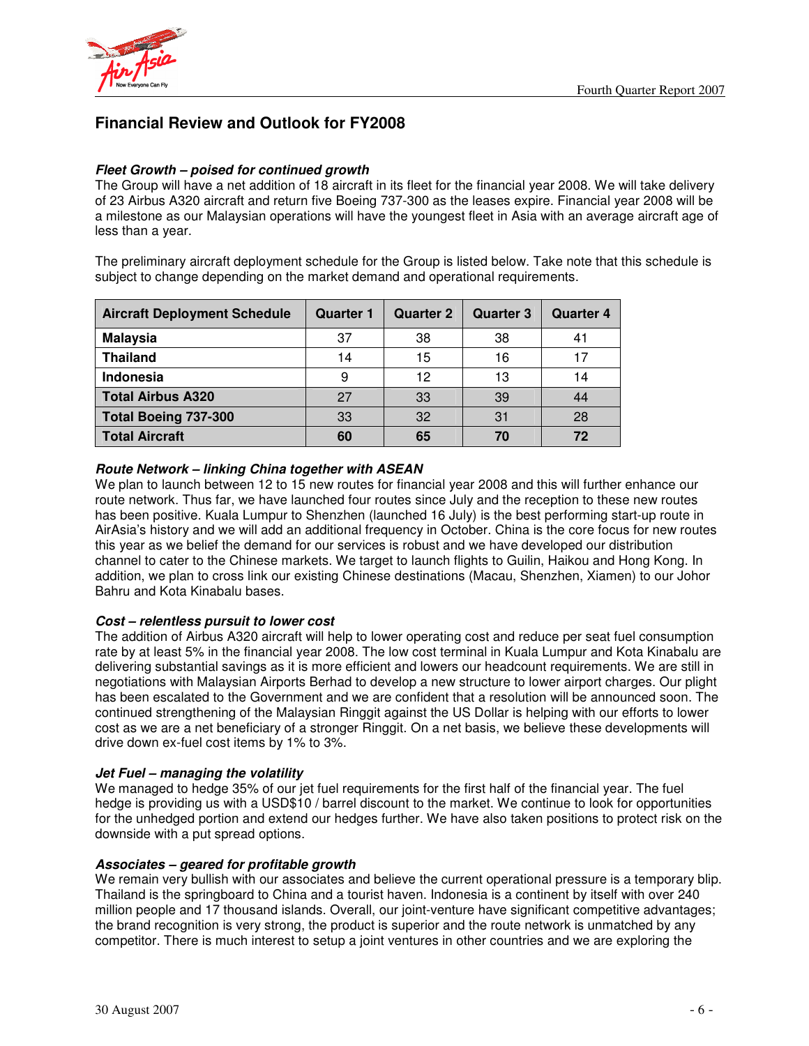## Financial Review and Outlook for FY2008

***Fleet Growth – poised for continued growth***

The Group will have a net addition of 18 aircraft in its fleet for the financial year 2008. We will take delivery of 23 Airbus A320 aircraft and return five Boeing 737-300 as the leases expire. Financial year 2008 will be a milestone as our Malaysian operations will have the youngest fleet in Asia with an average aircraft age of less than a year.

The preliminary aircraft deployment schedule for the Group is listed below. Take note that this schedule is subject to change depending on the market demand and operational requirements.

| Aircraft Deployment Schedule | Quarter 1 | Quarter 2 | Quarter 3 | Quarter 4 |
|---|---|---|---|---|
| **Malaysia** | 37 | 38 | 38 | 41 |
| **Thailand** | 14 | 15 | 16 | 17 |
| **Indonesia** | 9 | 12 | 13 | 14 |
| **Total Airbus A320** | 27 | 33 | 39 | 44 |
| **Total Boeing 737-300** | 33 | 32 | 31 | 28 |
| **Total Aircraft** | **60** | **65** | **70** | **72** |

***Route Network – linking China together with ASEAN***

We plan to launch between 12 to 15 new routes for financial year 2008 and this will further enhance our route network. Thus far, we have launched four routes since July and the reception to these new routes has been positive. Kuala Lumpur to Shenzhen (launched 16 July) is the best performing start-up route in AirAsia's history and we will add an additional frequency in October. China is the core focus for new routes this year as we belief the demand for our services is robust and we have developed our distribution channel to cater to the Chinese markets. We target to launch flights to Guilin, Haikou and Hong Kong. In addition, we plan to cross link our existing Chinese destinations (Macau, Shenzhen, Xiamen) to our Johor Bahru and Kota Kinabalu bases.

***Cost – relentless pursuit to lower cost***

The addition of Airbus A320 aircraft will help to lower operating cost and reduce per seat fuel consumption rate by at least 5% in the financial year 2008. The low cost terminal in Kuala Lumpur and Kota Kinabalu are delivering substantial savings as it is more efficient and lowers our headcount requirements. We are still in negotiations with Malaysian Airports Berhad to develop a new structure to lower airport charges. Our plight has been escalated to the Government and we are confident that a resolution will be announced soon. The continued strengthening of the Malaysian Ringgit against the US Dollar is helping with our efforts to lower cost as we are a net beneficiary of a stronger Ringgit. On a net basis, we believe these developments will drive down ex-fuel cost items by 1% to 3%.

***Jet Fuel – managing the volatility***

We managed to hedge 35% of our jet fuel requirements for the first half of the financial year. The fuel hedge is providing us with a USD$10 / barrel discount to the market. We continue to look for opportunities for the unhedged portion and extend our hedges further. We have also taken positions to protect risk on the downside with a put spread options.

***Associates – geared for profitable growth***

We remain very bullish with our associates and believe the current operational pressure is a temporary blip. Thailand is the springboard to China and a tourist haven. Indonesia is a continent by itself with over 240 million people and 17 thousand islands. Overall, our joint-venture have significant competitive advantages; the brand recognition is very strong, the product is superior and the route network is unmatched by any competitor. There is much interest to setup a joint ventures in other countries and we are exploring the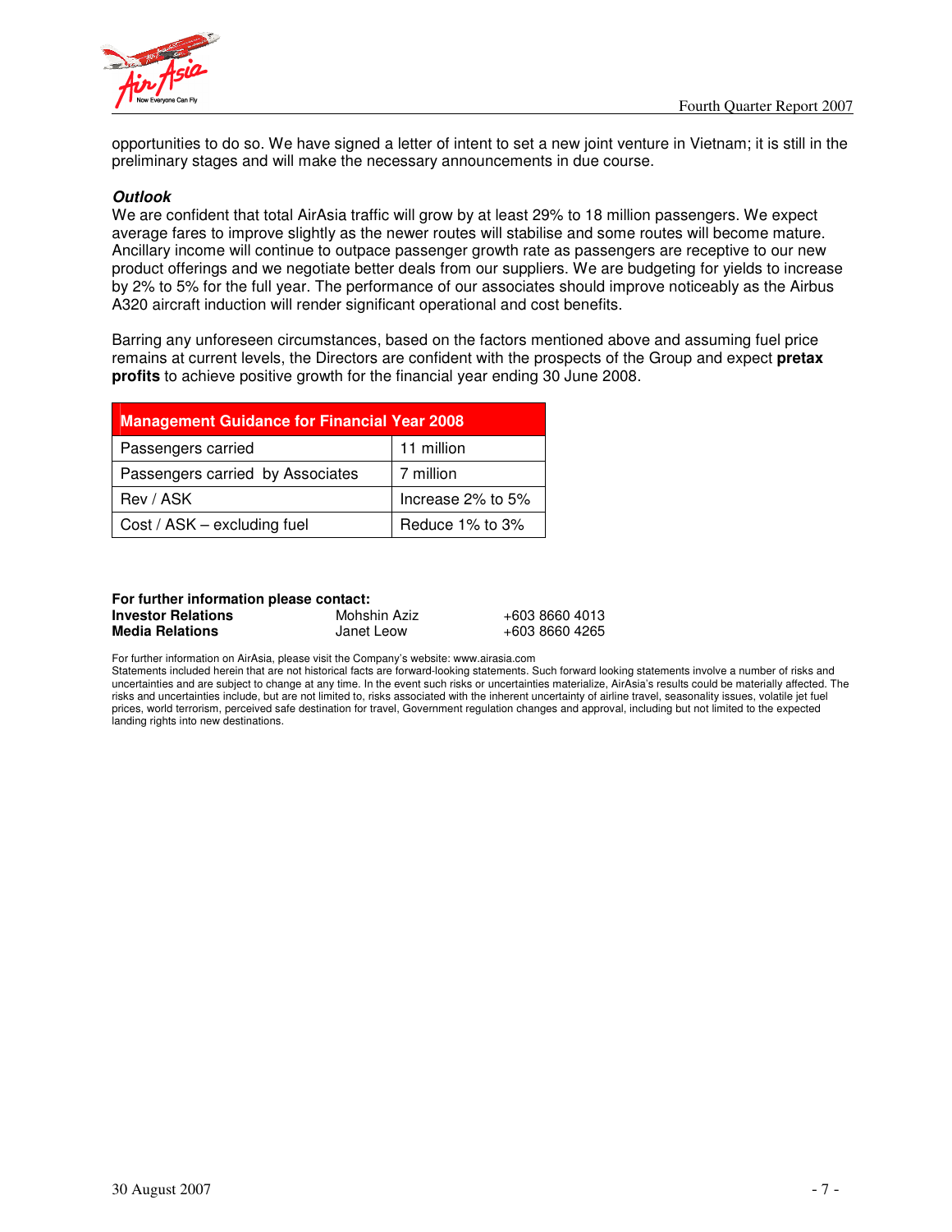opportunities to do so. We have signed a letter of intent to set a new joint venture in Vietnam; it is still in the preliminary stages and will make the necessary announcements in due course.

***Outlook***

We are confident that total AirAsia traffic will grow by at least 29% to 18 million passengers. We expect average fares to improve slightly as the newer routes will stabilise and some routes will become mature. Ancillary income will continue to outpace passenger growth rate as passengers are receptive to our new product offerings and we negotiate better deals from our suppliers. We are budgeting for yields to increase by 2% to 5% for the full year. The performance of our associates should improve noticeably as the Airbus A320 aircraft induction will render significant operational and cost benefits.

Barring any unforeseen circumstances, based on the factors mentioned above and assuming fuel price remains at current levels, the Directors are confident with the prospects of the Group and expect **pretax profits** to achieve positive growth for the financial year ending 30 June 2008.

| Management Guidance for Financial Year 2008 | |
|---|---|
| Passengers carried | 11 million |
| Passengers carried by Associates | 7 million |
| Rev / ASK | Increase 2% to 5% |
| Cost / ASK – excluding fuel | Reduce 1% to 3% |

**For further information please contact:**

| | | |
|---|---|---|
| **Investor Relations** | Mohshin Aziz | +603 8660 4013 |
| **Media Relations** | Janet Leow | +603 8660 4265 |

For further information on AirAsia, please visit the Company's website: www.airasia.com
Statements included herein that are not historical facts are forward-looking statements. Such forward looking statements involve a number of risks and uncertainties and are subject to change at any time. In the event such risks or uncertainties materialize, AirAsia's results could be materially affected. The risks and uncertainties include, but are not limited to, risks associated with the inherent uncertainty of airline travel, seasonality issues, volatile jet fuel prices, world terrorism, perceived safe destination for travel, Government regulation changes and approval, including but not limited to the expected landing rights into new destinations.